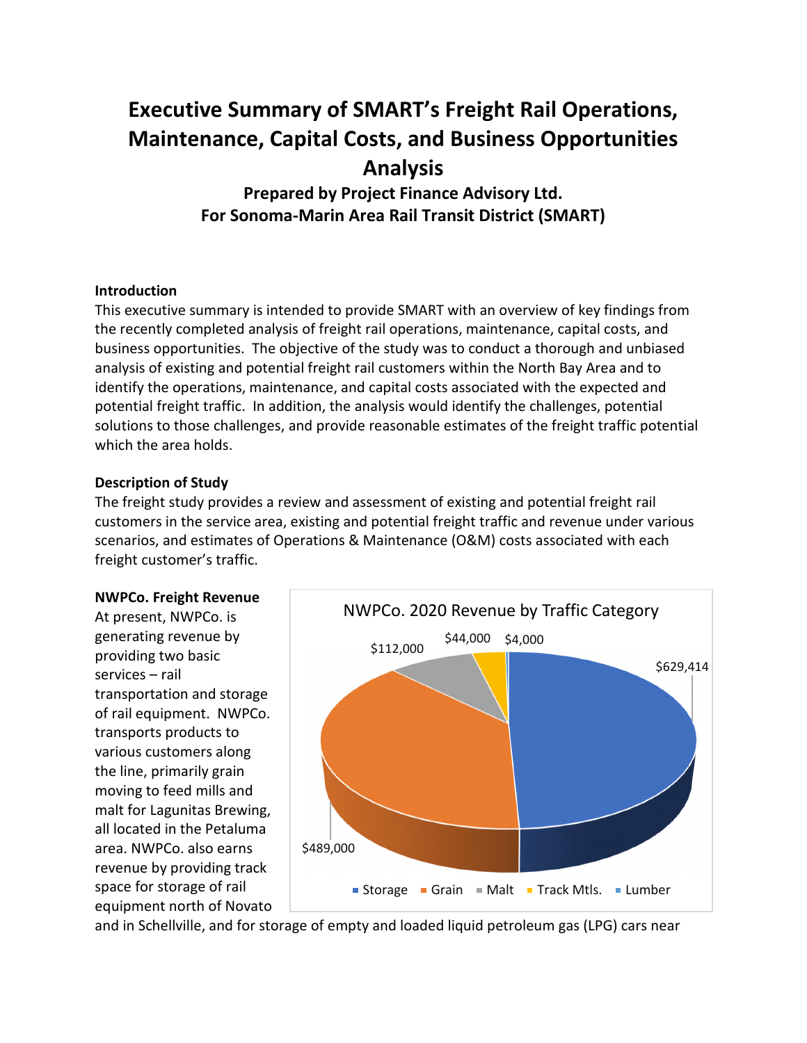# Executive Summary of SMART's Freight Rail Operations, Maintenance, Capital Costs, and Business Opportunities Analysis

**Prepared by Project Finance Advisory Ltd.**
**For Sonoma-Marin Area Rail Transit District (SMART)**

**Introduction**

This executive summary is intended to provide SMART with an overview of key findings from the recently completed analysis of freight rail operations, maintenance, capital costs, and business opportunities. The objective of the study was to conduct a thorough and unbiased analysis of existing and potential freight rail customers within the North Bay Area and to identify the operations, maintenance, and capital costs associated with the expected and potential freight traffic. In addition, the analysis would identify the challenges, potential solutions to those challenges, and provide reasonable estimates of the freight traffic potential which the area holds.

**Description of Study**

The freight study provides a review and assessment of existing and potential freight rail customers in the service area, existing and potential freight traffic and revenue under various scenarios, and estimates of Operations & Maintenance (O&M) costs associated with each freight customer's traffic.

**NWPCo. Freight Revenue**

At present, NWPCo. is generating revenue by providing two basic services – rail transportation and storage of rail equipment. NWPCo. transports products to various customers along the line, primarily grain moving to feed mills and malt for Lagunitas Brewing, all located in the Petaluma area. NWPCo. also earns revenue by providing track space for storage of rail equipment north of Novato and in Schellville, and for storage of empty and loaded liquid petroleum gas (LPG) cars near

NWPCo. 2020 Revenue by Traffic Category

| Traffic Category | Revenue |
|---|---|
| Storage | $629,414 |
| Grain | $489,000 |
| Malt | $112,000 |
| Track Mtls. | $44,000 |
| Lumber | $4,000 |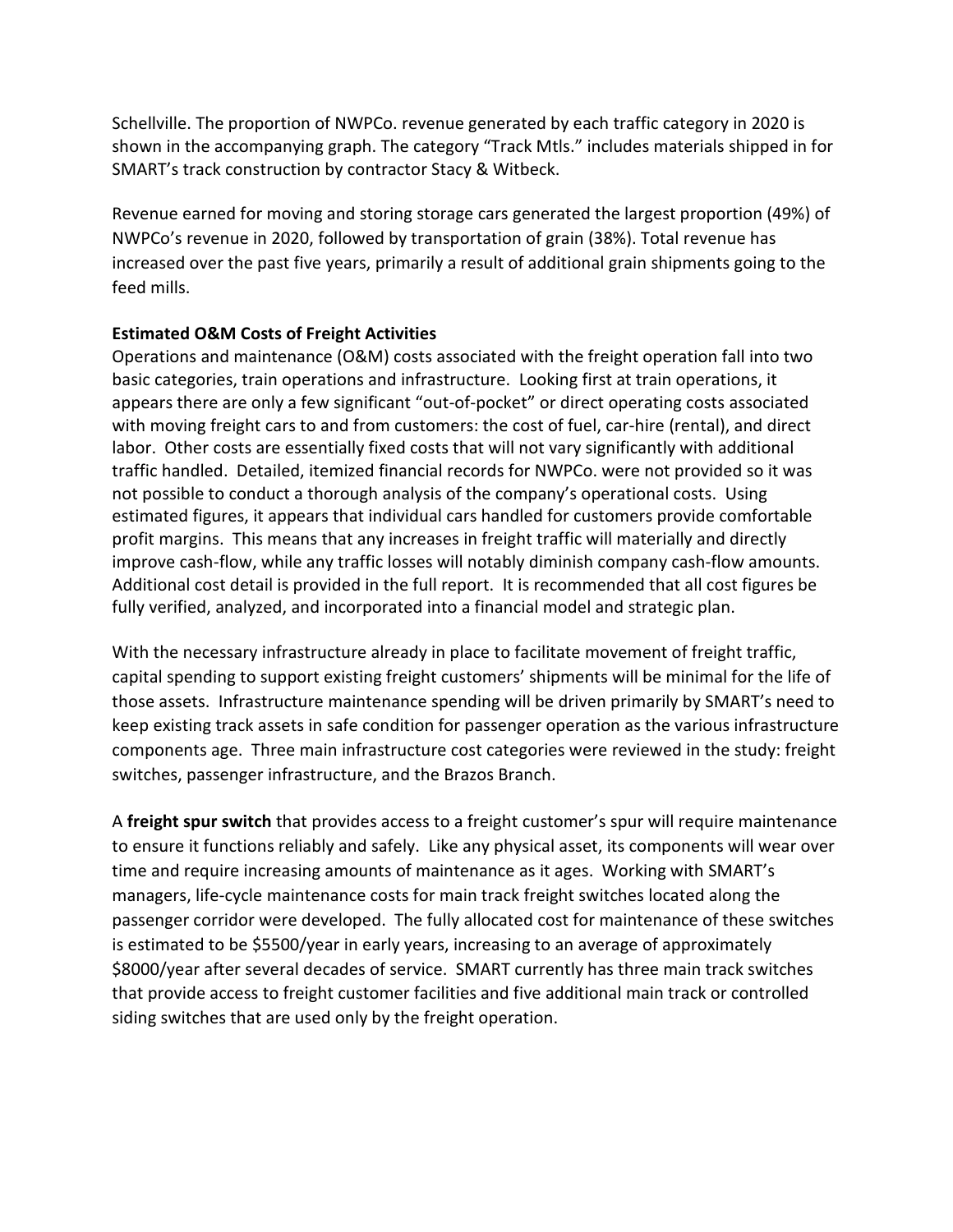Schellville. The proportion of NWPCo. revenue generated by each traffic category in 2020 is shown in the accompanying graph. The category "Track Mtls." includes materials shipped in for SMART's track construction by contractor Stacy & Witbeck.

Revenue earned for moving and storing storage cars generated the largest proportion (49%) of NWPCo's revenue in 2020, followed by transportation of grain (38%). Total revenue has increased over the past five years, primarily a result of additional grain shipments going to the feed mills.

**Estimated O&M Costs of Freight Activities**

Operations and maintenance (O&M) costs associated with the freight operation fall into two basic categories, train operations and infrastructure. Looking first at train operations, it appears there are only a few significant "out-of-pocket" or direct operating costs associated with moving freight cars to and from customers: the cost of fuel, car-hire (rental), and direct labor. Other costs are essentially fixed costs that will not vary significantly with additional traffic handled. Detailed, itemized financial records for NWPCo. were not provided so it was not possible to conduct a thorough analysis of the company's operational costs. Using estimated figures, it appears that individual cars handled for customers provide comfortable profit margins. This means that any increases in freight traffic will materially and directly improve cash-flow, while any traffic losses will notably diminish company cash-flow amounts. Additional cost detail is provided in the full report. It is recommended that all cost figures be fully verified, analyzed, and incorporated into a financial model and strategic plan.

With the necessary infrastructure already in place to facilitate movement of freight traffic, capital spending to support existing freight customers' shipments will be minimal for the life of those assets. Infrastructure maintenance spending will be driven primarily by SMART's need to keep existing track assets in safe condition for passenger operation as the various infrastructure components age. Three main infrastructure cost categories were reviewed in the study: freight switches, passenger infrastructure, and the Brazos Branch.

A **freight spur switch** that provides access to a freight customer's spur will require maintenance to ensure it functions reliably and safely. Like any physical asset, its components will wear over time and require increasing amounts of maintenance as it ages. Working with SMART's managers, life-cycle maintenance costs for main track freight switches located along the passenger corridor were developed. The fully allocated cost for maintenance of these switches is estimated to be $5500/year in early years, increasing to an average of approximately $8000/year after several decades of service. SMART currently has three main track switches that provide access to freight customer facilities and five additional main track or controlled siding switches that are used only by the freight operation.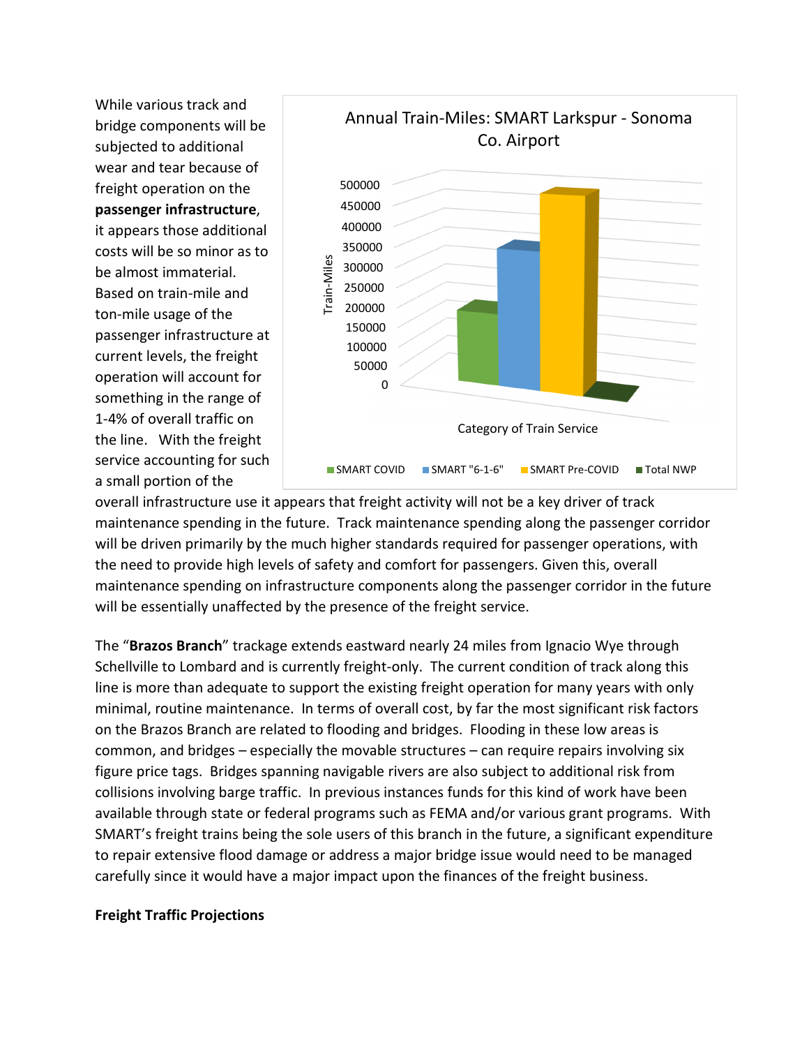While various track and bridge components will be subjected to additional wear and tear because of freight operation on the **passenger infrastructure**, it appears those additional costs will be so minor as to be almost immaterial. Based on train-mile and ton-mile usage of the passenger infrastructure at current levels, the freight operation will account for something in the range of 1-4% of overall traffic on the line. With the freight service accounting for such a small portion of the overall infrastructure use it appears that freight activity will not be a key driver of track maintenance spending in the future. Track maintenance spending along the passenger corridor will be driven primarily by the much higher standards required for passenger operations, with the need to provide high levels of safety and comfort for passengers. Given this, overall maintenance spending on infrastructure components along the passenger corridor in the future will be essentially unaffected by the presence of the freight service.

The "**Brazos Branch**" trackage extends eastward nearly 24 miles from Ignacio Wye through Schellville to Lombard and is currently freight-only. The current condition of track along this line is more than adequate to support the existing freight operation for many years with only minimal, routine maintenance. In terms of overall cost, by far the most significant risk factors on the Brazos Branch are related to flooding and bridges. Flooding in these low areas is common, and bridges – especially the movable structures – can require repairs involving six figure price tags. Bridges spanning navigable rivers are also subject to additional risk from collisions involving barge traffic. In previous instances funds for this kind of work have been available through state or federal programs such as FEMA and/or various grant programs. With SMART's freight trains being the sole users of this branch in the future, a significant expenditure to repair extensive flood damage or address a major bridge issue would need to be managed carefully since it would have a major impact upon the finances of the freight business.

**Freight Traffic Projections**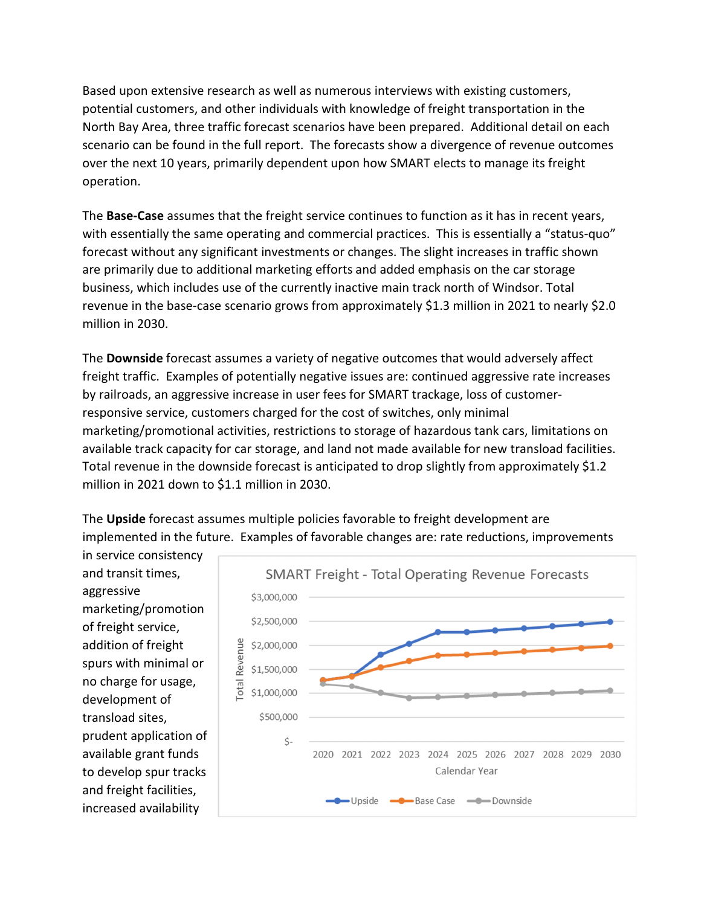Based upon extensive research as well as numerous interviews with existing customers, potential customers, and other individuals with knowledge of freight transportation in the North Bay Area, three traffic forecast scenarios have been prepared. Additional detail on each scenario can be found in the full report. The forecasts show a divergence of revenue outcomes over the next 10 years, primarily dependent upon how SMART elects to manage its freight operation.

The **Base-Case** assumes that the freight service continues to function as it has in recent years, with essentially the same operating and commercial practices. This is essentially a "status-quo" forecast without any significant investments or changes. The slight increases in traffic shown are primarily due to additional marketing efforts and added emphasis on the car storage business, which includes use of the currently inactive main track north of Windsor. Total revenue in the base-case scenario grows from approximately $1.3 million in 2021 to nearly $2.0 million in 2030.

The **Downside** forecast assumes a variety of negative outcomes that would adversely affect freight traffic. Examples of potentially negative issues are: continued aggressive rate increases by railroads, an aggressive increase in user fees for SMART trackage, loss of customer-responsive service, customers charged for the cost of switches, only minimal marketing/promotional activities, restrictions to storage of hazardous tank cars, limitations on available track capacity for car storage, and land not made available for new transload facilities. Total revenue in the downside forecast is anticipated to drop slightly from approximately $1.2 million in 2021 down to $1.1 million in 2030.

The **Upside** forecast assumes multiple policies favorable to freight development are implemented in the future. Examples of favorable changes are: rate reductions, improvements in service consistency and transit times, aggressive marketing/promotion of freight service, addition of freight spurs with minimal or no charge for usage, development of transload sites, prudent application of available grant funds to develop spur tracks and freight facilities, increased availability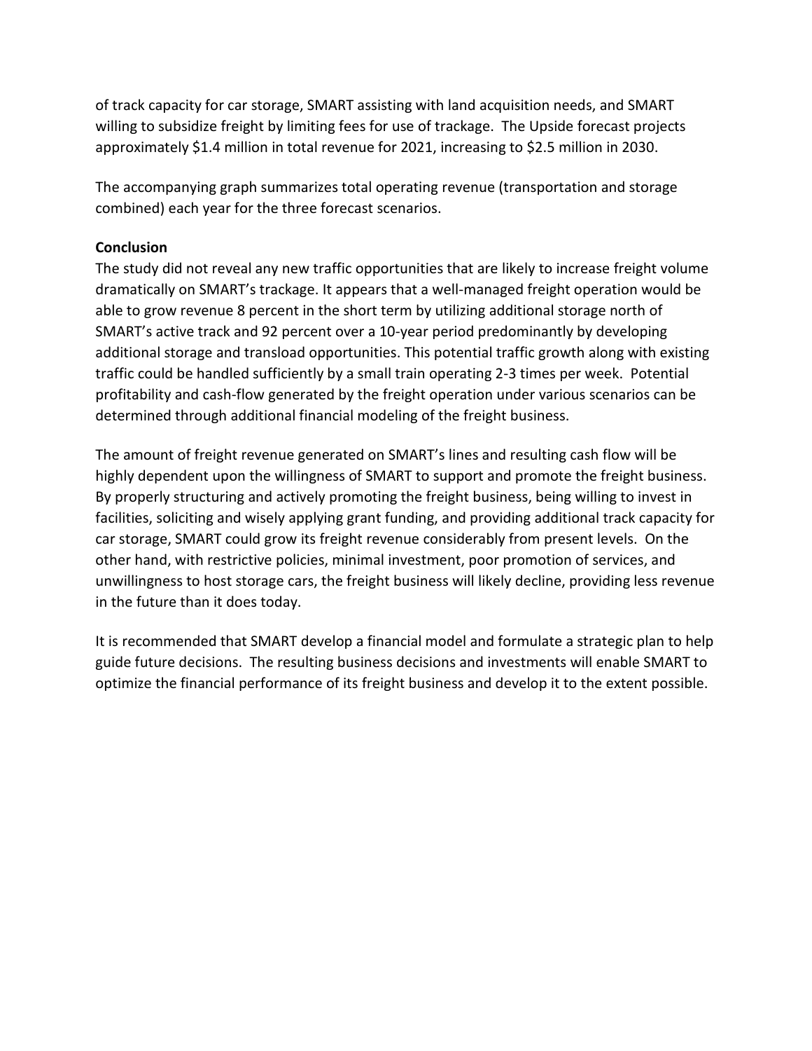of track capacity for car storage, SMART assisting with land acquisition needs, and SMART willing to subsidize freight by limiting fees for use of trackage. The Upside forecast projects approximately $1.4 million in total revenue for 2021, increasing to $2.5 million in 2030.

The accompanying graph summarizes total operating revenue (transportation and storage combined) each year for the three forecast scenarios.

**Conclusion**

The study did not reveal any new traffic opportunities that are likely to increase freight volume dramatically on SMART's trackage. It appears that a well-managed freight operation would be able to grow revenue 8 percent in the short term by utilizing additional storage north of SMART's active track and 92 percent over a 10-year period predominantly by developing additional storage and transload opportunities. This potential traffic growth along with existing traffic could be handled sufficiently by a small train operating 2-3 times per week. Potential profitability and cash-flow generated by the freight operation under various scenarios can be determined through additional financial modeling of the freight business.

The amount of freight revenue generated on SMART's lines and resulting cash flow will be highly dependent upon the willingness of SMART to support and promote the freight business. By properly structuring and actively promoting the freight business, being willing to invest in facilities, soliciting and wisely applying grant funding, and providing additional track capacity for car storage, SMART could grow its freight revenue considerably from present levels. On the other hand, with restrictive policies, minimal investment, poor promotion of services, and unwillingness to host storage cars, the freight business will likely decline, providing less revenue in the future than it does today.

It is recommended that SMART develop a financial model and formulate a strategic plan to help guide future decisions. The resulting business decisions and investments will enable SMART to optimize the financial performance of its freight business and develop it to the extent possible.